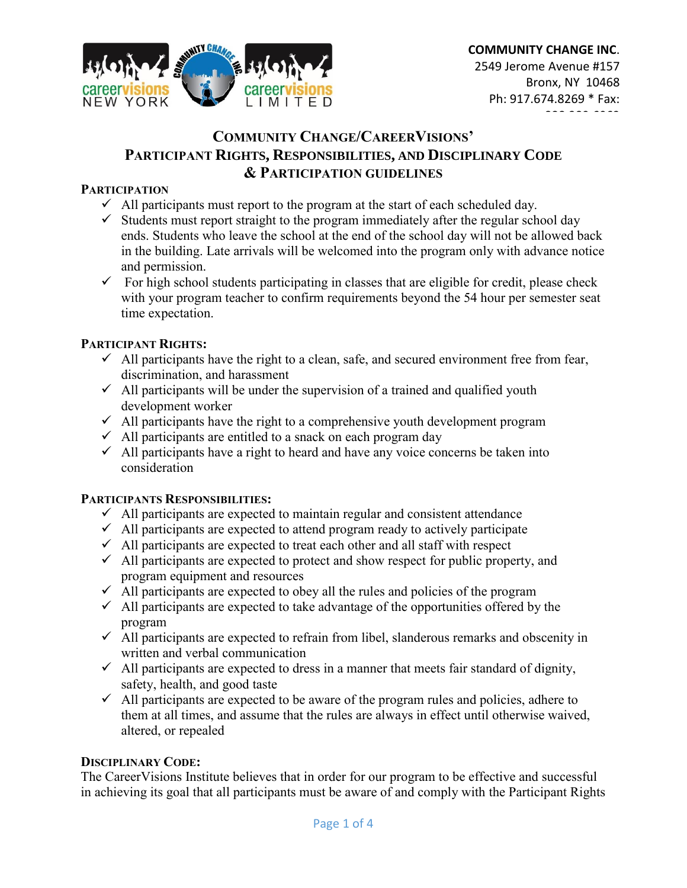**COMMUNITY CHANGE INC.**
2549 Jerome Avenue #157
Bronx, NY 10468
Ph: 917.674.8269 * Fax:

# COMMUNITY CHANGE/CAREERVISIONS' PARTICIPANT RIGHTS, RESPONSIBILITIES, AND DISCIPLINARY CODE & PARTICIPATION GUIDELINES

## PARTICIPATION

- ✓ All participants must report to the program at the start of each scheduled day.
- ✓ Students must report straight to the program immediately after the regular school day ends. Students who leave the school at the end of the school day will not be allowed back in the building. Late arrivals will be welcomed into the program only with advance notice and permission.
- ✓ For high school students participating in classes that are eligible for credit, please check with your program teacher to confirm requirements beyond the 54 hour per semester seat time expectation.

## PARTICIPANT RIGHTS:

- ✓ All participants have the right to a clean, safe, and secured environment free from fear, discrimination, and harassment
- ✓ All participants will be under the supervision of a trained and qualified youth development worker
- ✓ All participants have the right to a comprehensive youth development program
- ✓ All participants are entitled to a snack on each program day
- ✓ All participants have a right to heard and have any voice concerns be taken into consideration

## PARTICIPANTS RESPONSIBILITIES:

- ✓ All participants are expected to maintain regular and consistent attendance
- ✓ All participants are expected to attend program ready to actively participate
- ✓ All participants are expected to treat each other and all staff with respect
- ✓ All participants are expected to protect and show respect for public property, and program equipment and resources
- ✓ All participants are expected to obey all the rules and policies of the program
- ✓ All participants are expected to take advantage of the opportunities offered by the program
- ✓ All participants are expected to refrain from libel, slanderous remarks and obscenity in written and verbal communication
- ✓ All participants are expected to dress in a manner that meets fair standard of dignity, safety, health, and good taste
- ✓ All participants are expected to be aware of the program rules and policies, adhere to them at all times, and assume that the rules are always in effect until otherwise waived, altered, or repealed

## DISCIPLINARY CODE:

The CareerVisions Institute believes that in order for our program to be effective and successful in achieving its goal that all participants must be aware of and comply with the Participant Rights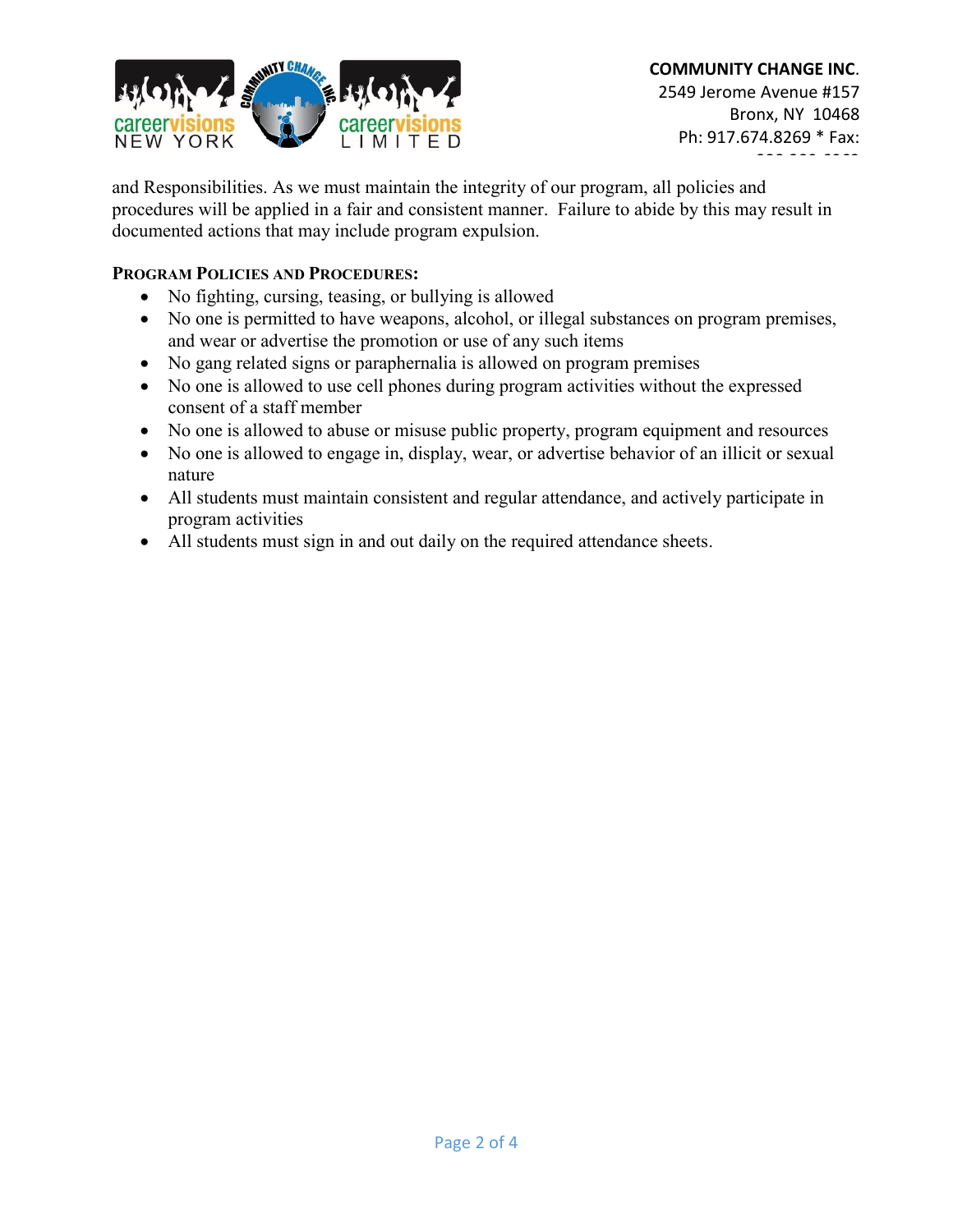and Responsibilities. As we must maintain the integrity of our program, all policies and procedures will be applied in a fair and consistent manner. Failure to abide by this may result in documented actions that may include program expulsion.

**PROGRAM POLICIES AND PROCEDURES:**

- No fighting, cursing, teasing, or bullying is allowed
- No one is permitted to have weapons, alcohol, or illegal substances on program premises, and wear or advertise the promotion or use of any such items
- No gang related signs or paraphernalia is allowed on program premises
- No one is allowed to use cell phones during program activities without the expressed consent of a staff member
- No one is allowed to abuse or misuse public property, program equipment and resources
- No one is allowed to engage in, display, wear, or advertise behavior of an illicit or sexual nature
- All students must maintain consistent and regular attendance, and actively participate in program activities
- All students must sign in and out daily on the required attendance sheets.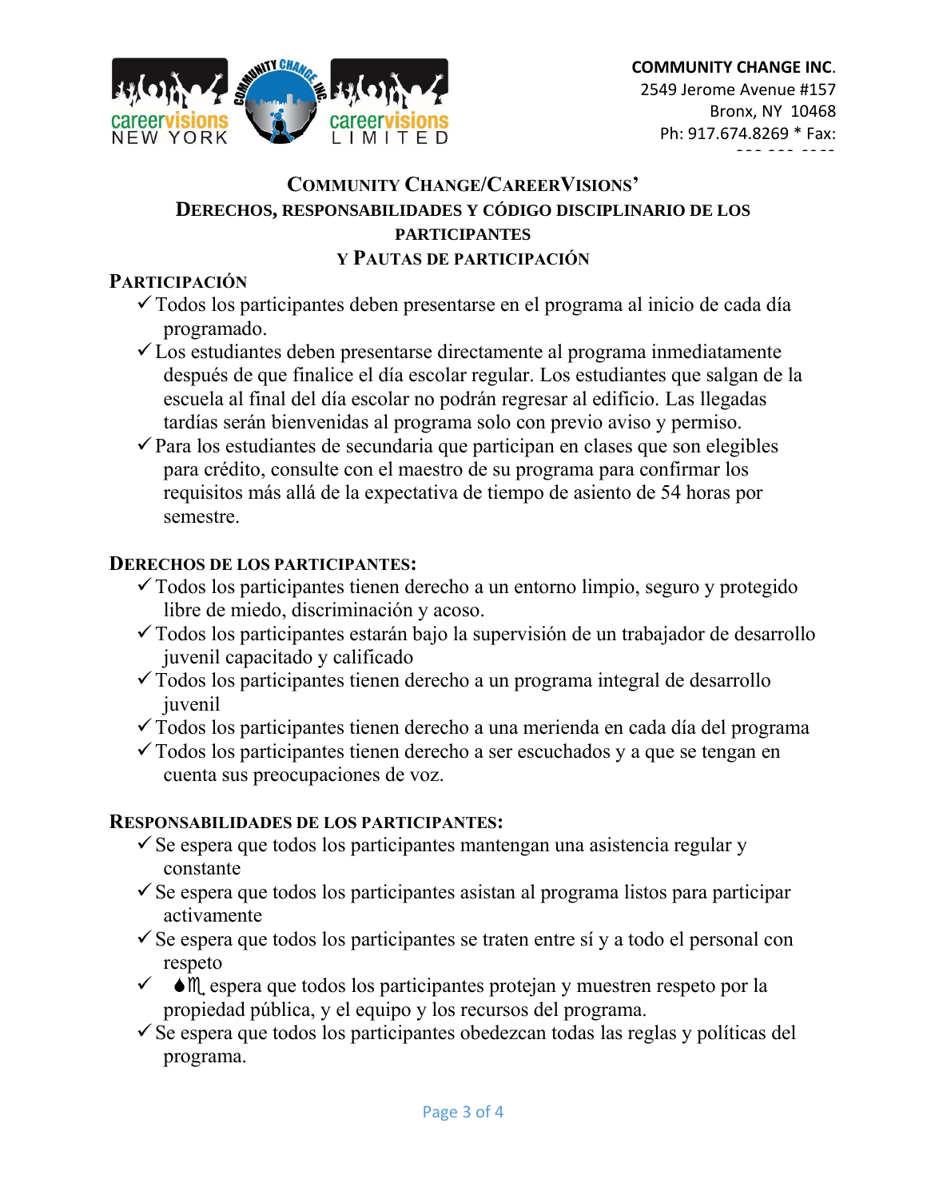**COMMUNITY CHANGE INC.**
2549 Jerome Avenue #157
Bronx, NY 10468
Ph: 917.674.8269 * Fax:

## COMMUNITY CHANGE/CAREERVISIONS' DERECHOS, RESPONSABILIDADES Y CÓDIGO DISCIPLINARIO DE LOS PARTICIPANTES Y PAUTAS DE PARTICIPACIÓN

### PARTICIPACIÓN

- ✓ Todos los participantes deben presentarse en el programa al inicio de cada día programado.
- ✓ Los estudiantes deben presentarse directamente al programa inmediatamente después de que finalice el día escolar regular. Los estudiantes que salgan de la escuela al final del día escolar no podrán regresar al edificio. Las llegadas tardías serán bienvenidas al programa solo con previo aviso y permiso.
- ✓ Para los estudiantes de secundaria que participan en clases que son elegibles para crédito, consulte con el maestro de su programa para confirmar los requisitos más allá de la expectativa de tiempo de asiento de 54 horas por semestre.

### DERECHOS DE LOS PARTICIPANTES:

- ✓ Todos los participantes tienen derecho a un entorno limpio, seguro y protegido libre de miedo, discriminación y acoso.
- ✓ Todos los participantes estarán bajo la supervisión de un trabajador de desarrollo juvenil capacitado y calificado
- ✓ Todos los participantes tienen derecho a un programa integral de desarrollo juvenil
- ✓ Todos los participantes tienen derecho a una merienda en cada día del programa
- ✓ Todos los participantes tienen derecho a ser escuchados y a que se tengan en cuenta sus preocupaciones de voz.

### RESPONSABILIDADES DE LOS PARTICIPANTES:

- ✓ Se espera que todos los participantes mantengan una asistencia regular y constante
- ✓ Se espera que todos los participantes asistan al programa listos para participar activamente
- ✓ Se espera que todos los participantes se traten entre sí y a todo el personal con respeto
- ✓ Se espera que todos los participantes protejan y muestren respeto por la propiedad pública, y el equipo y los recursos del programa.
- ✓ Se espera que todos los participantes obedezcan todas las reglas y políticas del programa.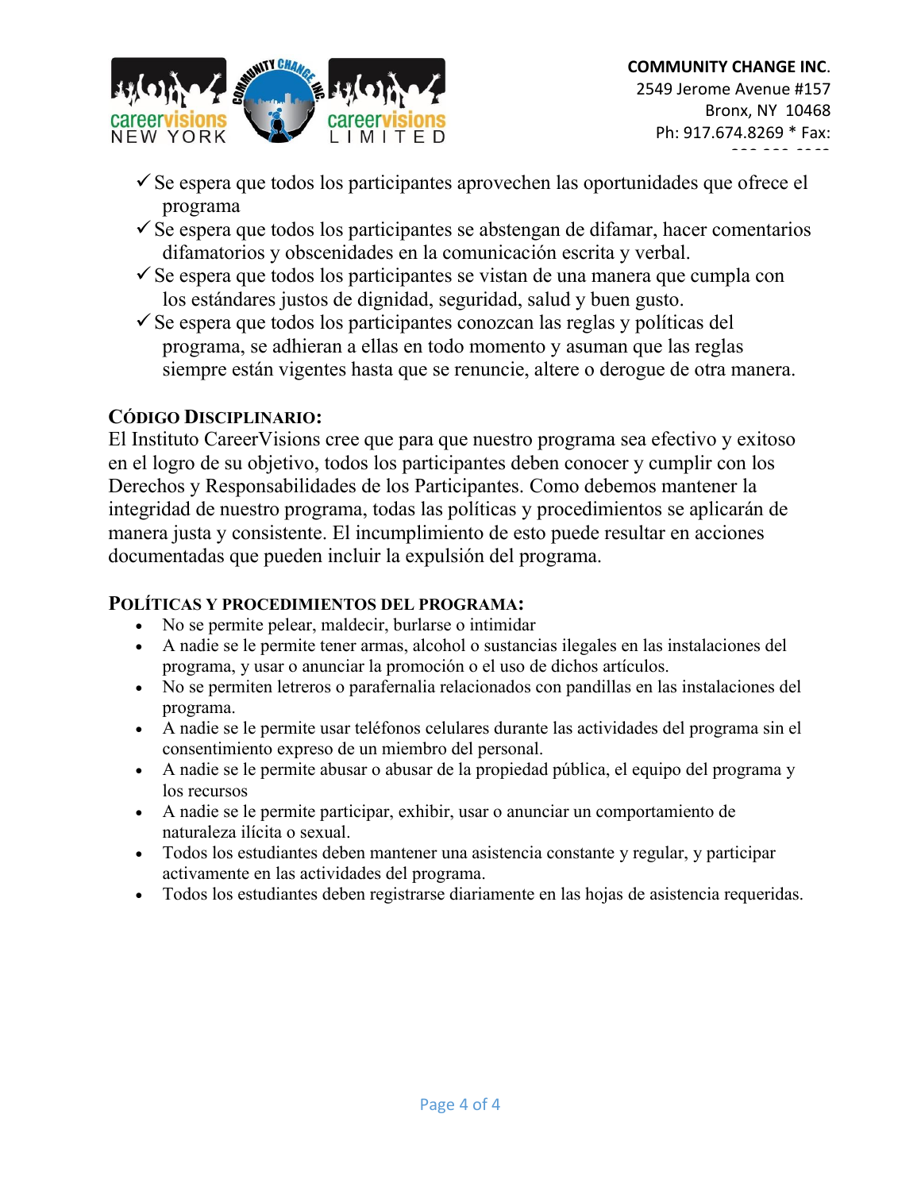- ✓ Se espera que todos los participantes aprovechen las oportunidades que ofrece el programa
- ✓ Se espera que todos los participantes se abstengan de difamar, hacer comentarios difamatorios y obscenidades en la comunicación escrita y verbal.
- ✓ Se espera que todos los participantes se vistan de una manera que cumpla con los estándares justos de dignidad, seguridad, salud y buen gusto.
- ✓ Se espera que todos los participantes conozcan las reglas y políticas del programa, se adhieran a ellas en todo momento y asuman que las reglas siempre están vigentes hasta que se renuncie, altere o derogue de otra manera.

**CÓDIGO DISCIPLINARIO:**

El Instituto CareerVisions cree que para que nuestro programa sea efectivo y exitoso en el logro de su objetivo, todos los participantes deben conocer y cumplir con los Derechos y Responsabilidades de los Participantes. Como debemos mantener la integridad de nuestro programa, todas las políticas y procedimientos se aplicarán de manera justa y consistente. El incumplimiento de esto puede resultar en acciones documentadas que pueden incluir la expulsión del programa.

**POLÍTICAS Y PROCEDIMIENTOS DEL PROGRAMA:**

- No se permite pelear, maldecir, burlarse o intimidar
- A nadie se le permite tener armas, alcohol o sustancias ilegales en las instalaciones del programa, y usar o anunciar la promoción o el uso de dichos artículos.
- No se permiten letreros o parafernalia relacionados con pandillas en las instalaciones del programa.
- A nadie se le permite usar teléfonos celulares durante las actividades del programa sin el consentimiento expreso de un miembro del personal.
- A nadie se le permite abusar o abusar de la propiedad pública, el equipo del programa y los recursos
- A nadie se le permite participar, exhibir, usar o anunciar un comportamiento de naturaleza ilícita o sexual.
- Todos los estudiantes deben mantener una asistencia constante y regular, y participar activamente en las actividades del programa.
- Todos los estudiantes deben registrarse diariamente en las hojas de asistencia requeridas.